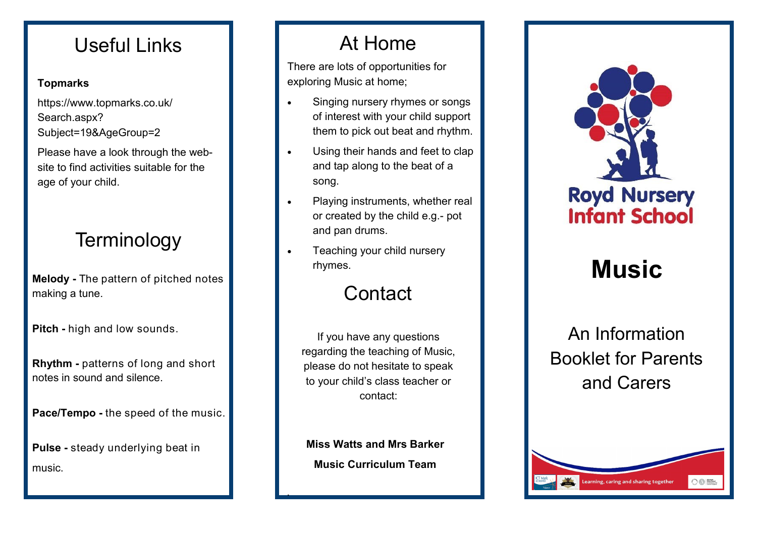## Useful Links

**Topmarks**

https://www.topmarks.co.uk/Search.aspx?Subject=19&AgeGroup=2

Please have a look through the website to find activities suitable for the age of your child.

## Terminology

**Melody -** The pattern of pitched notes making a tune.

**Pitch -** high and low sounds.

**Rhythm -** patterns of long and short notes in sound and silence.

**Pace/Tempo -** the speed of the music.

**Pulse -** steady underlying beat in music.

## At Home

There are lots of opportunities for exploring Music at home;

- Singing nursery rhymes or songs of interest with your child support them to pick out beat and rhythm.
- Using their hands and feet to clap and tap along to the beat of a song.
- Playing instruments, whether real or created by the child e.g.- pot and pan drums.
- Teaching your child nursery rhymes.

## Contact

If you have any questions regarding the teaching of Music, please do not hesitate to speak to your child's class teacher or contact:

**Miss Watts and Mrs Barker**

**Music Curriculum Team**

Royd Nursery Infant School

# Music

An Information Booklet for Parents and Carers

Learning, caring and sharing together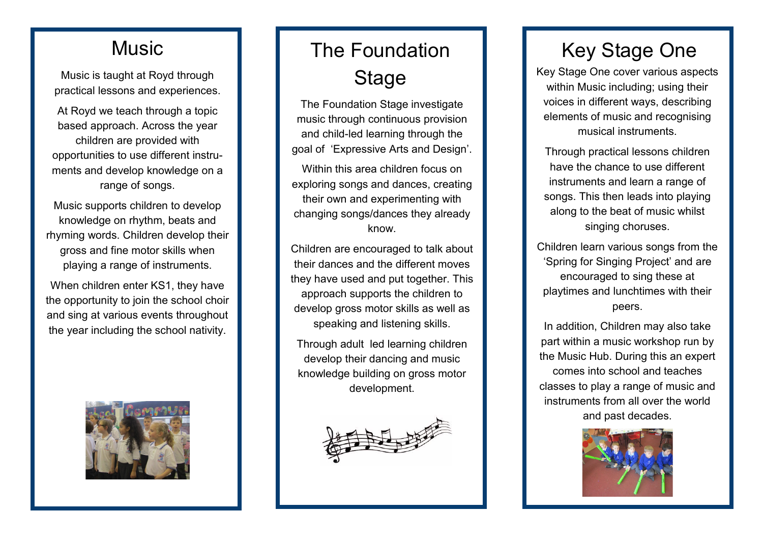# Music

Music is taught at Royd through practical lessons and experiences.

At Royd we teach through a topic based approach. Across the year children are provided with opportunities to use different instruments and develop knowledge on a range of songs.

Music supports children to develop knowledge on rhythm, beats and rhyming words. Children develop their gross and fine motor skills when playing a range of instruments.

When children enter KS1, they have the opportunity to join the school choir and sing at various events throughout the year including the school nativity.

# The Foundation Stage

The Foundation Stage investigate music through continuous provision and child-led learning through the goal of 'Expressive Arts and Design'.

Within this area children focus on exploring songs and dances, creating their own and experimenting with changing songs/dances they already know.

Children are encouraged to talk about their dances and the different moves they have used and put together. This approach supports the children to develop gross motor skills as well as speaking and listening skills.

Through adult led learning children develop their dancing and music knowledge building on gross motor development.

# Key Stage One

Key Stage One cover various aspects within Music including; using their voices in different ways, describing elements of music and recognising musical instruments.

Through practical lessons children have the chance to use different instruments and learn a range of songs. This then leads into playing along to the beat of music whilst singing choruses.

Children learn various songs from the 'Spring for Singing Project' and are encouraged to sing these at playtimes and lunchtimes with their peers.

In addition, Children may also take part within a music workshop run by the Music Hub. During this an expert comes into school and teaches classes to play a range of music and instruments from all over the world and past decades.